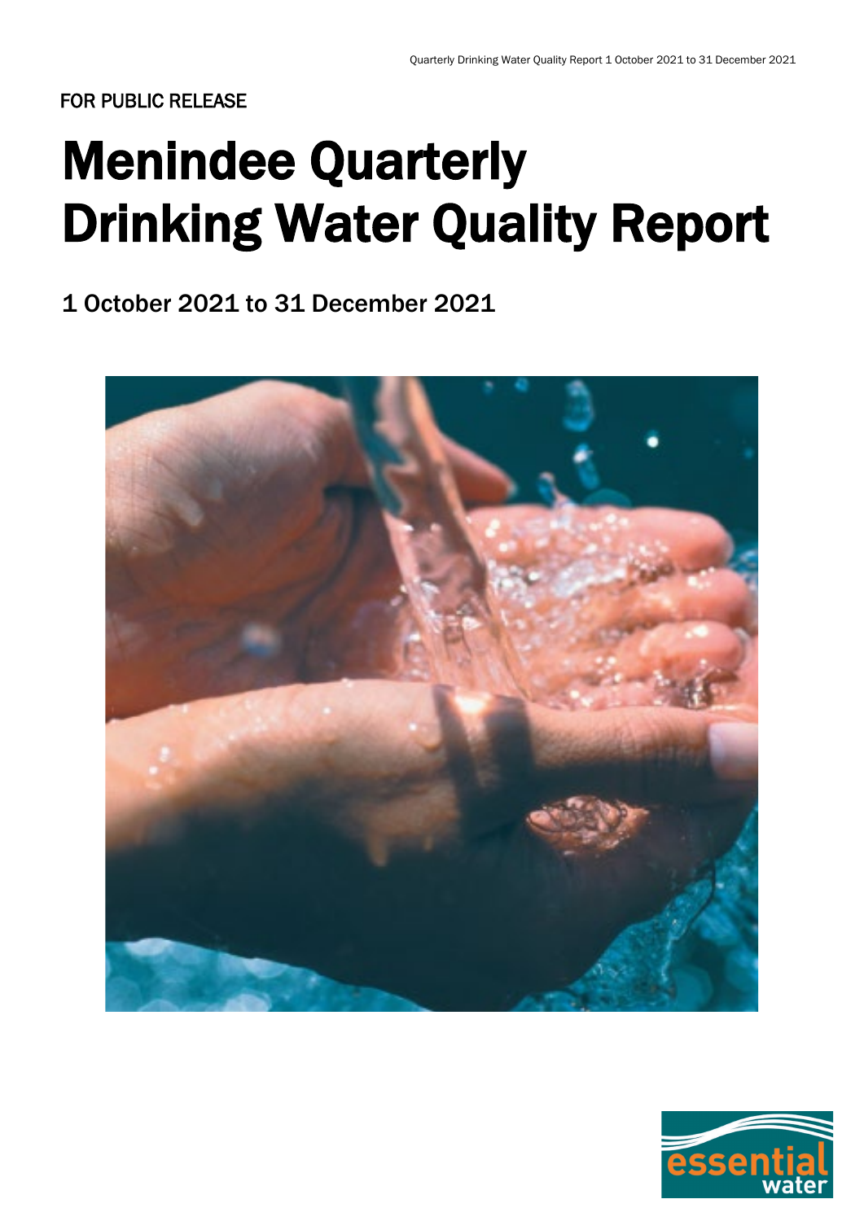FOR PUBLIC RELEASE

# Menindee Quarterly Drinking Water Quality Report

## 1 October 2021 to 31 December 2021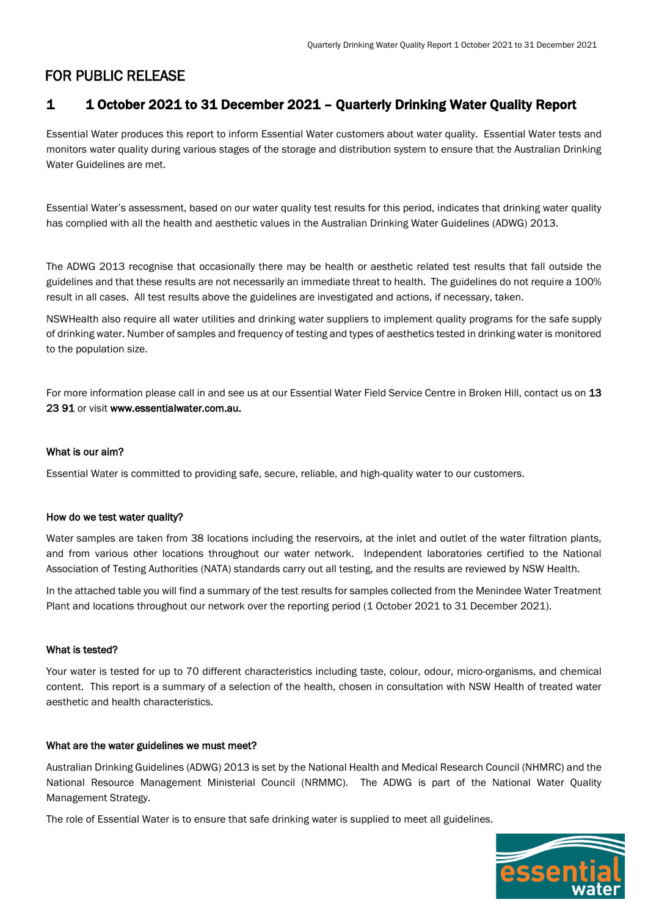FOR PUBLIC RELEASE

# 1 1 October 2021 to 31 December 2021 – Quarterly Drinking Water Quality Report

Essential Water produces this report to inform Essential Water customers about water quality. Essential Water tests and monitors water quality during various stages of the storage and distribution system to ensure that the Australian Drinking Water Guidelines are met.

Essential Water's assessment, based on our water quality test results for this period, indicates that drinking water quality has complied with all the health and aesthetic values in the Australian Drinking Water Guidelines (ADWG) 2013.

The ADWG 2013 recognise that occasionally there may be health or aesthetic related test results that fall outside the guidelines and that these results are not necessarily an immediate threat to health. The guidelines do not require a 100% result in all cases. All test results above the guidelines are investigated and actions, if necessary, taken.

NSWHealth also require all water utilities and drinking water suppliers to implement quality programs for the safe supply of drinking water. Number of samples and frequency of testing and types of aesthetics tested in drinking water is monitored to the population size.

For more information please call in and see us at our Essential Water Field Service Centre in Broken Hill, contact us on **13 23 91** or visit **www.essentialwater.com.au.**

**What is our aim?**

Essential Water is committed to providing safe, secure, reliable, and high-quality water to our customers.

**How do we test water quality?**

Water samples are taken from 38 locations including the reservoirs, at the inlet and outlet of the water filtration plants, and from various other locations throughout our water network. Independent laboratories certified to the National Association of Testing Authorities (NATA) standards carry out all testing, and the results are reviewed by NSW Health.

In the attached table you will find a summary of the test results for samples collected from the Menindee Water Treatment Plant and locations throughout our network over the reporting period (1 October 2021 to 31 December 2021).

**What is tested?**

Your water is tested for up to 70 different characteristics including taste, colour, odour, micro-organisms, and chemical content. This report is a summary of a selection of the health, chosen in consultation with NSW Health of treated water aesthetic and health characteristics.

**What are the water guidelines we must meet?**

Australian Drinking Guidelines (ADWG) 2013 is set by the National Health and Medical Research Council (NHMRC) and the National Resource Management Ministerial Council (NRMMC). The ADWG is part of the National Water Quality Management Strategy.

The role of Essential Water is to ensure that safe drinking water is supplied to meet all guidelines.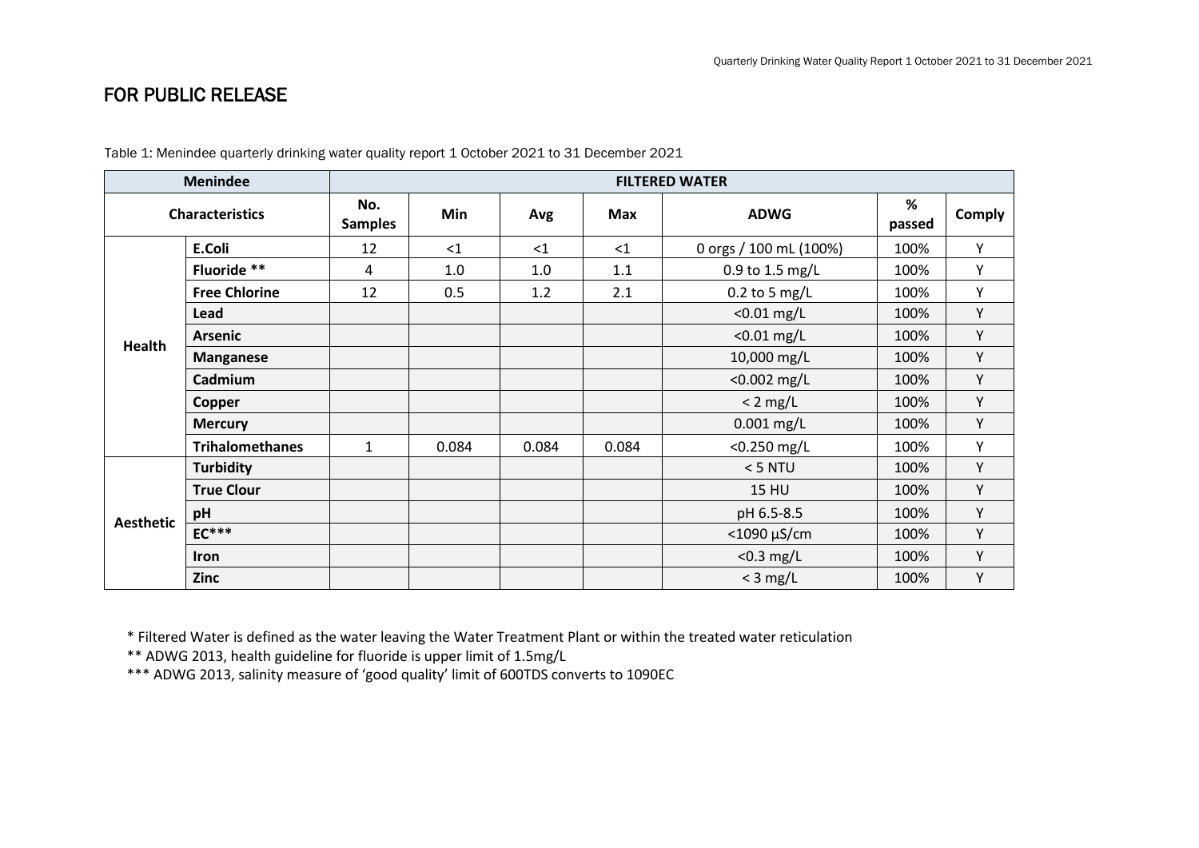## FOR PUBLIC RELEASE

Table 1: Menindee quarterly drinking water quality report 1 October 2021 to 31 December 2021

| Menindee | | FILTERED WATER | | | | | | |
|---|---|---|---|---|---|---|---|---|
| Characteristics | | No. Samples | Min | Avg | Max | ADWG | % passed | Comply |
| Health | E.Coli | 12 | <1 | <1 | <1 | 0 orgs / 100 mL (100%) | 100% | Y |
| | Fluoride ** | 4 | 1.0 | 1.0 | 1.1 | 0.9 to 1.5 mg/L | 100% | Y |
| | Free Chlorine | 12 | 0.5 | 1.2 | 2.1 | 0.2 to 5 mg/L | 100% | Y |
| | Lead | | | | | <0.01 mg/L | 100% | Y |
| | Arsenic | | | | | <0.01 mg/L | 100% | Y |
| | Manganese | | | | | 10,000 mg/L | 100% | Y |
| | Cadmium | | | | | <0.002 mg/L | 100% | Y |
| | Copper | | | | | < 2 mg/L | 100% | Y |
| | Mercury | | | | | 0.001 mg/L | 100% | Y |
| | Trihalomethanes | 1 | 0.084 | 0.084 | 0.084 | <0.250 mg/L | 100% | Y |
| Aesthetic | Turbidity | | | | | < 5 NTU | 100% | Y |
| | True Clour | | | | | 15 HU | 100% | Y |
| | pH | | | | | pH 6.5-8.5 | 100% | Y |
| | EC*** | | | | | <1090 µS/cm | 100% | Y |
| | Iron | | | | | <0.3 mg/L | 100% | Y |
| | Zinc | | | | | < 3 mg/L | 100% | Y |

* Filtered Water is defined as the water leaving the Water Treatment Plant or within the treated water reticulation

** ADWG 2013, health guideline for fluoride is upper limit of 1.5mg/L

*** ADWG 2013, salinity measure of 'good quality' limit of 600TDS converts to 1090EC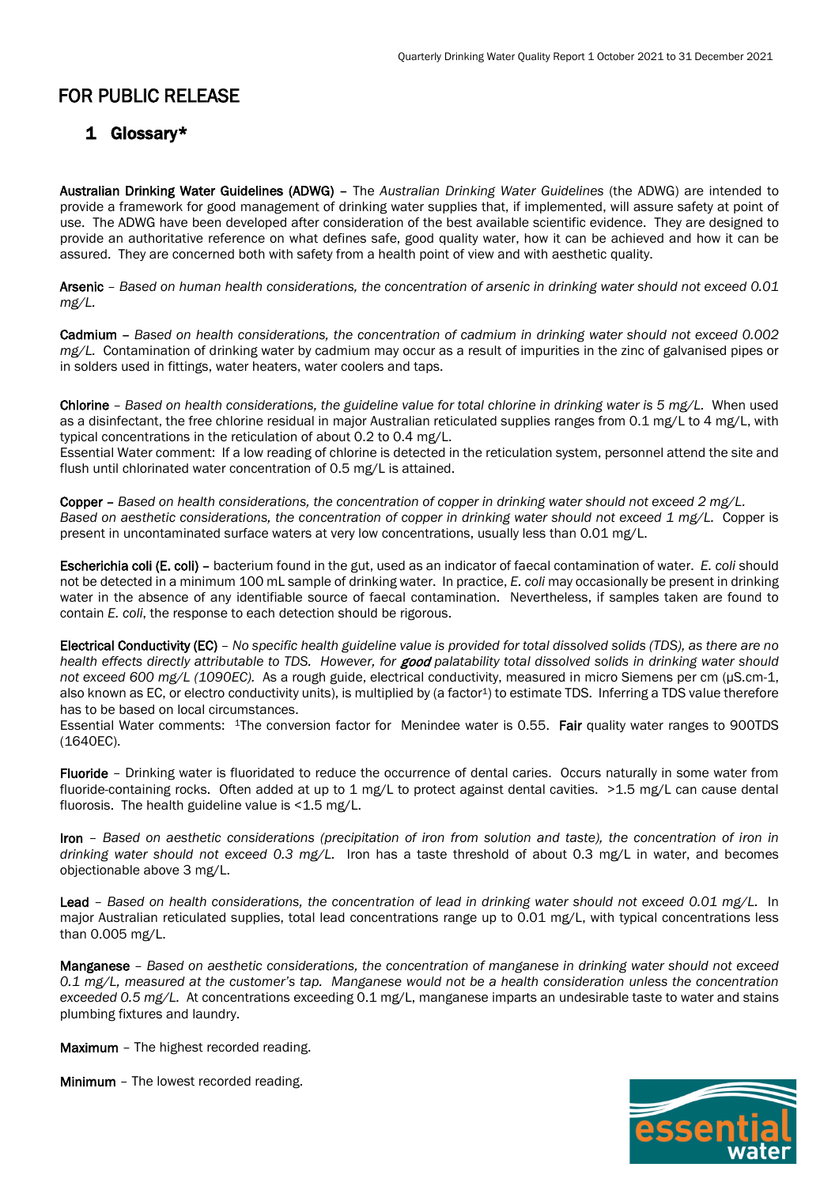# FOR PUBLIC RELEASE

## 1 Glossary*

**Australian Drinking Water Guidelines (ADWG)** – The *Australian Drinking Water Guidelines* (the ADWG) are intended to provide a framework for good management of drinking water supplies that, if implemented, will assure safety at point of use. The ADWG have been developed after consideration of the best available scientific evidence. They are designed to provide an authoritative reference on what defines safe, good quality water, how it can be achieved and how it can be assured. They are concerned both with safety from a health point of view and with aesthetic quality.

**Arsenic** – *Based on human health considerations, the concentration of arsenic in drinking water should not exceed 0.01 mg/L.*

**Cadmium** – *Based on health considerations, the concentration of cadmium in drinking water should not exceed 0.002 mg/L.* Contamination of drinking water by cadmium may occur as a result of impurities in the zinc of galvanised pipes or in solders used in fittings, water heaters, water coolers and taps.

**Chlorine** – *Based on health considerations, the guideline value for total chlorine in drinking water is 5 mg/L.* When used as a disinfectant, the free chlorine residual in major Australian reticulated supplies ranges from 0.1 mg/L to 4 mg/L, with typical concentrations in the reticulation of about 0.2 to 0.4 mg/L.
Essential Water comment: If a low reading of chlorine is detected in the reticulation system, personnel attend the site and flush until chlorinated water concentration of 0.5 mg/L is attained.

**Copper** – *Based on health considerations, the concentration of copper in drinking water should not exceed 2 mg/L. Based on aesthetic considerations, the concentration of copper in drinking water should not exceed 1 mg/L.* Copper is present in uncontaminated surface waters at very low concentrations, usually less than 0.01 mg/L.

**Escherichia coli (E. coli)** – bacterium found in the gut, used as an indicator of faecal contamination of water. *E. coli* should not be detected in a minimum 100 mL sample of drinking water. In practice, *E. coli* may occasionally be present in drinking water in the absence of any identifiable source of faecal contamination. Nevertheless, if samples taken are found to contain *E. coli*, the response to each detection should be rigorous.

**Electrical Conductivity (EC)** – *No specific health guideline value is provided for total dissolved solids (TDS), as there are no health effects directly attributable to TDS. However, for **good** palatability total dissolved solids in drinking water should not exceed 600 mg/L (1090EC).* As a rough guide, electrical conductivity, measured in micro Siemens per cm (µS.cm-1, also known as EC, or electro conductivity units), is multiplied by (a factor[1]) to estimate TDS. Inferring a TDS value therefore has to be based on local circumstances.
Essential Water comments: [1]The conversion factor for Menindee water is 0.55. **Fair** quality water ranges to 900TDS (1640EC).

**Fluoride** – Drinking water is fluoridated to reduce the occurrence of dental caries. Occurs naturally in some water from fluoride-containing rocks. Often added at up to 1 mg/L to protect against dental cavities. >1.5 mg/L can cause dental fluorosis. The health guideline value is <1.5 mg/L.

**Iron** – *Based on aesthetic considerations (precipitation of iron from solution and taste), the concentration of iron in drinking water should not exceed 0.3 mg/L.* Iron has a taste threshold of about 0.3 mg/L in water, and becomes objectionable above 3 mg/L.

**Lead** – *Based on health considerations, the concentration of lead in drinking water should not exceed 0.01 mg/L.* In major Australian reticulated supplies, total lead concentrations range up to 0.01 mg/L, with typical concentrations less than 0.005 mg/L.

**Manganese** – *Based on aesthetic considerations, the concentration of manganese in drinking water should not exceed 0.1 mg/L, measured at the customer's tap. Manganese would not be a health consideration unless the concentration exceeded 0.5 mg/L.* At concentrations exceeding 0.1 mg/L, manganese imparts an undesirable taste to water and stains plumbing fixtures and laundry.

**Maximum** – The highest recorded reading.

**Minimum** – The lowest recorded reading.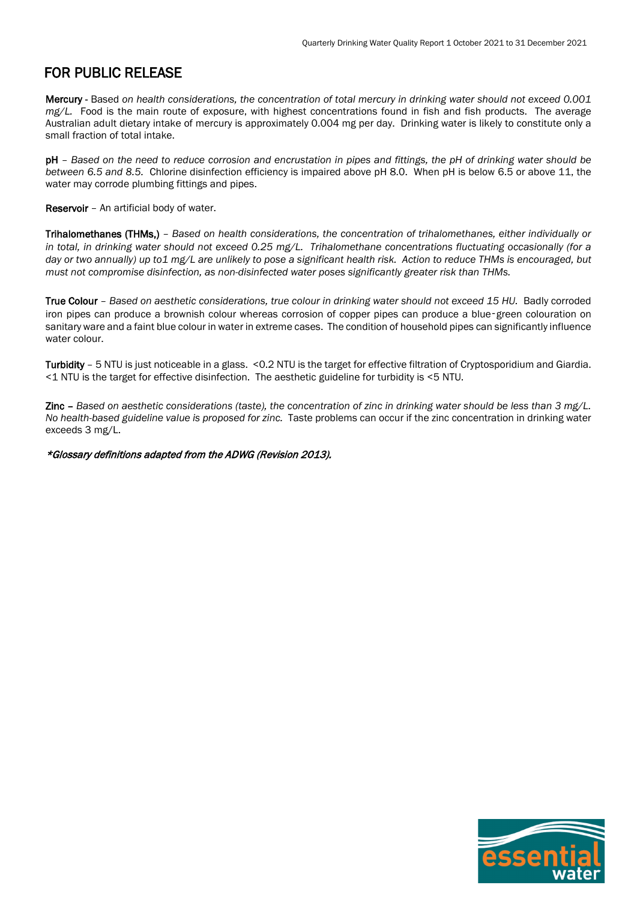# FOR PUBLIC RELEASE

**Mercury** - Based *on health considerations, the concentration of total mercury in drinking water should not exceed 0.001 mg/L.* Food is the main route of exposure, with highest concentrations found in fish and fish products. The average Australian adult dietary intake of mercury is approximately 0.004 mg per day. Drinking water is likely to constitute only a small fraction of total intake.

**pH** – *Based on the need to reduce corrosion and encrustation in pipes and fittings, the pH of drinking water should be between 6.5 and 8.5.* Chlorine disinfection efficiency is impaired above pH 8.0. When pH is below 6.5 or above 11, the water may corrode plumbing fittings and pipes.

**Reservoir** – An artificial body of water.

**Trihalomethanes (THMs,)** – *Based on health considerations, the concentration of trihalomethanes, either individually or in total, in drinking water should not exceed 0.25 mg/L. Trihalomethane concentrations fluctuating occasionally (for a day or two annually) up to1 mg/L are unlikely to pose a significant health risk. Action to reduce THMs is encouraged, but must not compromise disinfection, as non-disinfected water poses significantly greater risk than THMs.*

**True Colour** – *Based on aesthetic considerations, true colour in drinking water should not exceed 15 HU.* Badly corroded iron pipes can produce a brownish colour whereas corrosion of copper pipes can produce a blue-green colouration on sanitary ware and a faint blue colour in water in extreme cases. The condition of household pipes can significantly influence water colour.

**Turbidity** – 5 NTU is just noticeable in a glass. <0.2 NTU is the target for effective filtration of Cryptosporidium and Giardia. <1 NTU is the target for effective disinfection. The aesthetic guideline for turbidity is <5 NTU.

**Zinc** – *Based on aesthetic considerations (taste), the concentration of zinc in drinking water should be less than 3 mg/L. No health-based guideline value is proposed for zinc.* Taste problems can occur if the zinc concentration in drinking water exceeds 3 mg/L.

*\*Glossary definitions adapted from the ADWG (Revision 2013).*